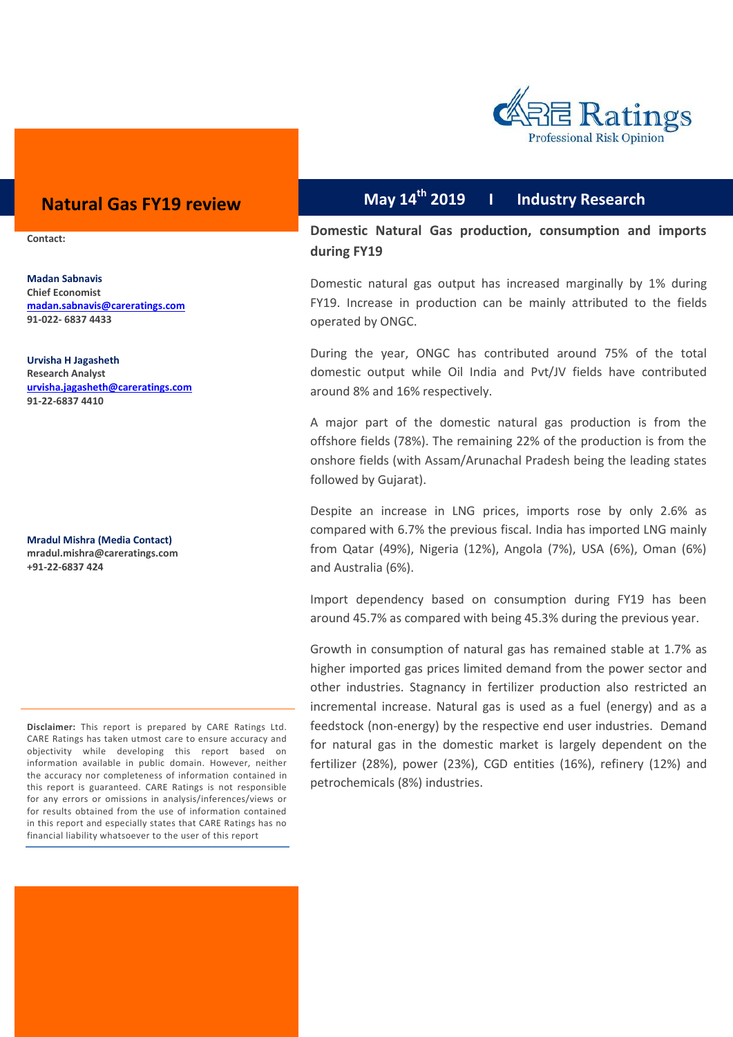# Natural Gas FY19 review

**May 14th 2019 I Industry Research**

**Contact:**

**Madan Sabnavis**
**Chief Economist**
**madan.sabnavis@careratings.com**
**91-022- 6837 4433**

**Urvisha H Jagasheth**
**Research Analyst**
**urvisha.jagasheth@careratings.com**
**91-22-6837 4410**

**Mradul Mishra (Media Contact)**
**mradul.mishra@careratings.com**
**+91-22-6837 424**

**Disclaimer:** This report is prepared by CARE Ratings Ltd. CARE Ratings has taken utmost care to ensure accuracy and objectivity while developing this report based on information available in public domain. However, neither the accuracy nor completeness of information contained in this report is guaranteed. CARE Ratings is not responsible for any errors or omissions in analysis/inferences/views or for results obtained from the use of information contained in this report and especially states that CARE Ratings has no financial liability whatsoever to the user of this report

## Domestic Natural Gas production, consumption and imports during FY19

Domestic natural gas output has increased marginally by 1% during FY19. Increase in production can be mainly attributed to the fields operated by ONGC.

During the year, ONGC has contributed around 75% of the total domestic output while Oil India and Pvt/JV fields have contributed around 8% and 16% respectively.

A major part of the domestic natural gas production is from the offshore fields (78%). The remaining 22% of the production is from the onshore fields (with Assam/Arunachal Pradesh being the leading states followed by Gujarat).

Despite an increase in LNG prices, imports rose by only 2.6% as compared with 6.7% the previous fiscal. India has imported LNG mainly from Qatar (49%), Nigeria (12%), Angola (7%), USA (6%), Oman (6%) and Australia (6%).

Import dependency based on consumption during FY19 has been around 45.7% as compared with being 45.3% during the previous year.

Growth in consumption of natural gas has remained stable at 1.7% as higher imported gas prices limited demand from the power sector and other industries. Stagnancy in fertilizer production also restricted an incremental increase. Natural gas is used as a fuel (energy) and as a feedstock (non-energy) by the respective end user industries. Demand for natural gas in the domestic market is largely dependent on the fertilizer (28%), power (23%), CGD entities (16%), refinery (12%) and petrochemicals (8%) industries.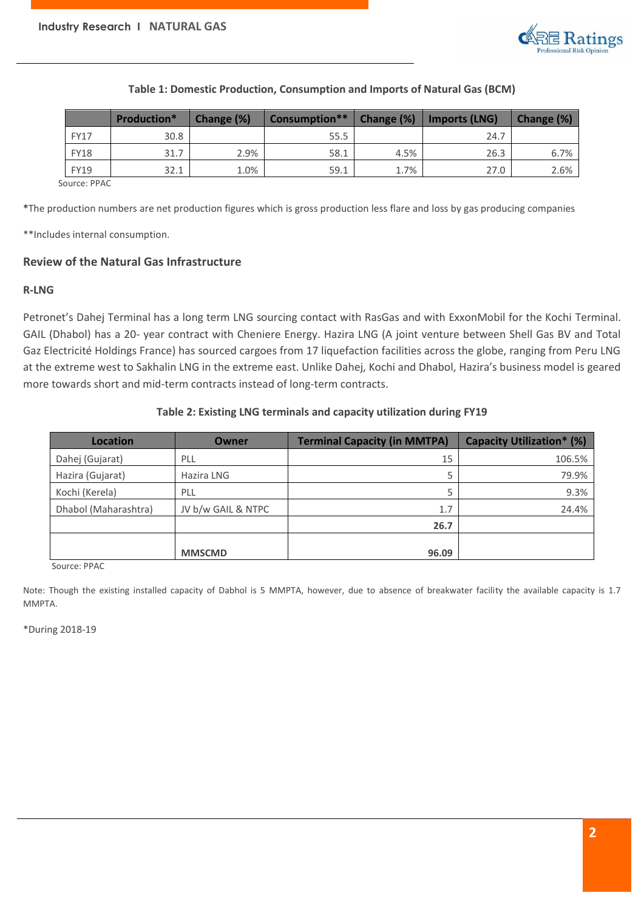**Table 1: Domestic Production, Consumption and Imports of Natural Gas (BCM)**

| | Production* | Change (%) | Consumption** | Change (%) | Imports (LNG) | Change (%) |
|---|---|---|---|---|---|---|
| FY17 | 30.8 | | 55.5 | | 24.7 | |
| FY18 | 31.7 | 2.9% | 58.1 | 4.5% | 26.3 | 6.7% |
| FY19 | 32.1 | 1.0% | 59.1 | 1.7% | 27.0 | 2.6% |

Source: PPAC

*The production numbers are net production figures which is gross production less flare and loss by gas producing companies

**Includes internal consumption.

## Review of the Natural Gas Infrastructure

### R-LNG

Petronet's Dahej Terminal has a long term LNG sourcing contact with RasGas and with ExxonMobil for the Kochi Terminal. GAIL (Dhabol) has a 20- year contract with Cheniere Energy. Hazira LNG (A joint venture between Shell Gas BV and Total Gaz Electricité Holdings France) has sourced cargoes from 17 liquefaction facilities across the globe, ranging from Peru LNG at the extreme west to Sakhalin LNG in the extreme east. Unlike Dahej, Kochi and Dhabol, Hazira's business model is geared more towards short and mid-term contracts instead of long-term contracts.

**Table 2: Existing LNG terminals and capacity utilization during FY19**

| Location | Owner | Terminal Capacity (in MMTPA) | Capacity Utilization* (%) |
|---|---|---|---|
| Dahej (Gujarat) | PLL | 15 | 106.5% |
| Hazira (Gujarat) | Hazira LNG | 5 | 79.9% |
| Kochi (Kerela) | PLL | 5 | 9.3% |
| Dhabol (Maharashtra) | JV b/w GAIL & NTPC | 1.7 | 24.4% |
| | | **26.7** | |
| | **MMSCMD** | **96.09** | |

Source: PPAC

Note: Though the existing installed capacity of Dabhol is 5 MMPTA, however, due to absence of breakwater facility the available capacity is 1.7 MMPTA.

*During 2018-19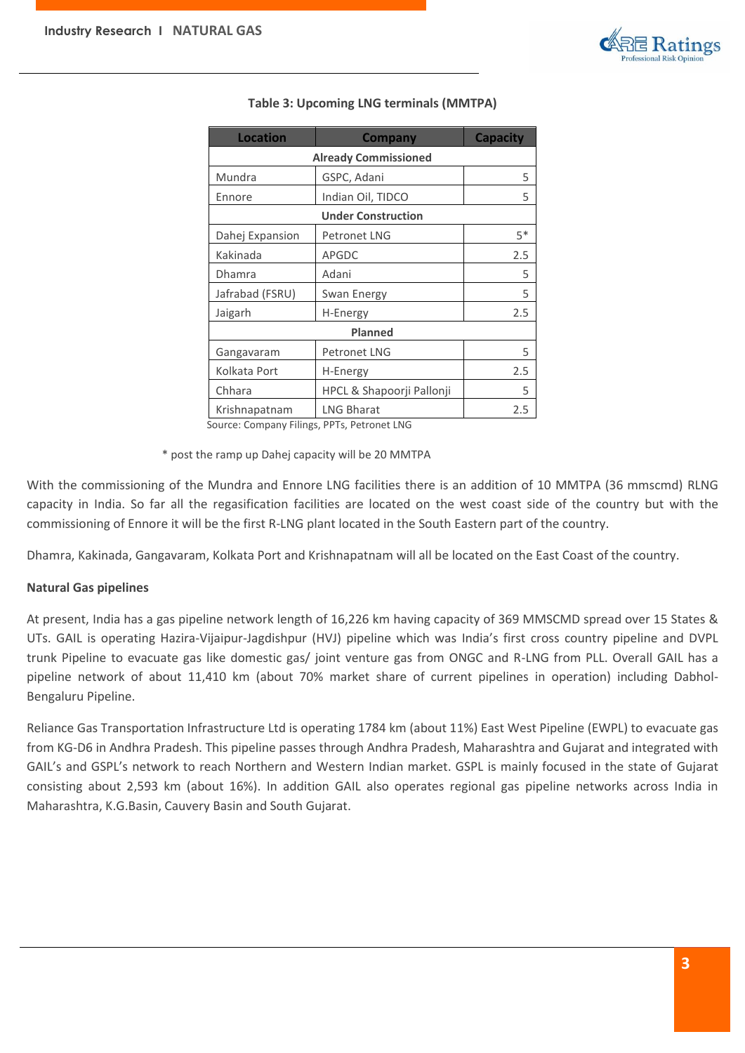**Table 3: Upcoming LNG terminals (MMTPA)**

| Location | Company | Capacity |
|---|---|---|
| **Already Commissioned** | | |
| Mundra | GSPC, Adani | 5 |
| Ennore | Indian Oil, TIDCO | 5 |
| **Under Construction** | | |
| Dahej Expansion | Petronet LNG | 5* |
| Kakinada | APGDC | 2.5 |
| Dhamra | Adani | 5 |
| Jafrabad (FSRU) | Swan Energy | 5 |
| Jaigarh | H-Energy | 2.5 |
| **Planned** | | |
| Gangavaram | Petronet LNG | 5 |
| Kolkata Port | H-Energy | 2.5 |
| Chhara | HPCL & Shapoorji Pallonji | 5 |
| Krishnapatnam | LNG Bharat | 2.5 |

Source: Company Filings, PPTs, Petronet LNG

\* post the ramp up Dahej capacity will be 20 MMTPA

With the commissioning of the Mundra and Ennore LNG facilities there is an addition of 10 MMTPA (36 mmscmd) RLNG capacity in India. So far all the regasification facilities are located on the west coast side of the country but with the commissioning of Ennore it will be the first R-LNG plant located in the South Eastern part of the country.

Dhamra, Kakinada, Gangavaram, Kolkata Port and Krishnapatnam will all be located on the East Coast of the country.

**Natural Gas pipelines**

At present, India has a gas pipeline network length of 16,226 km having capacity of 369 MMSCMD spread over 15 States & UTs. GAIL is operating Hazira-Vijaipur-Jagdishpur (HVJ) pipeline which was India's first cross country pipeline and DVPL trunk Pipeline to evacuate gas like domestic gas/ joint venture gas from ONGC and R-LNG from PLL. Overall GAIL has a pipeline network of about 11,410 km (about 70% market share of current pipelines in operation) including Dabhol-Bengaluru Pipeline.

Reliance Gas Transportation Infrastructure Ltd is operating 1784 km (about 11%) East West Pipeline (EWPL) to evacuate gas from KG-D6 in Andhra Pradesh. This pipeline passes through Andhra Pradesh, Maharashtra and Gujarat and integrated with GAIL's and GSPL's network to reach Northern and Western Indian market. GSPL is mainly focused in the state of Gujarat consisting about 2,593 km (about 16%). In addition GAIL also operates regional gas pipeline networks across India in Maharashtra, K.G.Basin, Cauvery Basin and South Gujarat.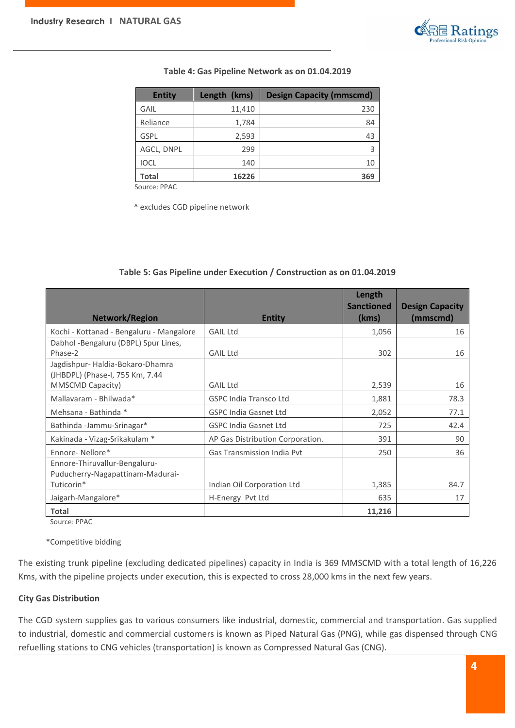**Table 4: Gas Pipeline Network as on 01.04.2019**

| Entity | Length (kms) | Design Capacity (mmscmd) |
|---|---|---|
| GAIL | 11,410 | 230 |
| Reliance | 1,784 | 84 |
| GSPL | 2,593 | 43 |
| AGCL, DNPL | 299 | 3 |
| IOCL | 140 | 10 |
| **Total** | **16226** | **369** |

Source: PPAC

^ excludes CGD pipeline network

**Table 5: Gas Pipeline under Execution / Construction as on 01.04.2019**

| Network/Region | Entity | Length Sanctioned (kms) | Design Capacity (mmscmd) |
|---|---|---|---|
| Kochi - Kottanad - Bengaluru - Mangalore | GAIL Ltd | 1,056 | 16 |
| Dabhol -Bengaluru (DBPL) Spur Lines, Phase-2 | GAIL Ltd | 302 | 16 |
| Jagdishpur- Haldia-Bokaro-Dhamra (JHBDPL) (Phase-I, 755 Km, 7.44 MMSCMD Capacity) | GAIL Ltd | 2,539 | 16 |
| Mallavaram - Bhilwada* | GSPC India Transco Ltd | 1,881 | 78.3 |
| Mehsana - Bathinda * | GSPC India Gasnet Ltd | 2,052 | 77.1 |
| Bathinda -Jammu-Srinagar* | GSPC India Gasnet Ltd | 725 | 42.4 |
| Kakinada - Vizag-Srikakulam * | AP Gas Distribution Corporation. | 391 | 90 |
| Ennore- Nellore* | Gas Transmission India Pvt | 250 | 36 |
| Ennore-Thiruvallur-Bengaluru-Puducherry-Nagapattinam-Madurai-Tuticorin* | Indian Oil Corporation Ltd | 1,385 | 84.7 |
| Jaigarh-Mangalore* | H-Energy Pvt Ltd | 635 | 17 |
| **Total** | | **11,216** | |

Source: PPAC

*Competitive bidding

The existing trunk pipeline (excluding dedicated pipelines) capacity in India is 369 MMSCMD with a total length of 16,226 Kms, with the pipeline projects under execution, this is expected to cross 28,000 kms in the next few years.

**City Gas Distribution**

The CGD system supplies gas to various consumers like industrial, domestic, commercial and transportation. Gas supplied to industrial, domestic and commercial customers is known as Piped Natural Gas (PNG), while gas dispensed through CNG refuelling stations to CNG vehicles (transportation) is known as Compressed Natural Gas (CNG).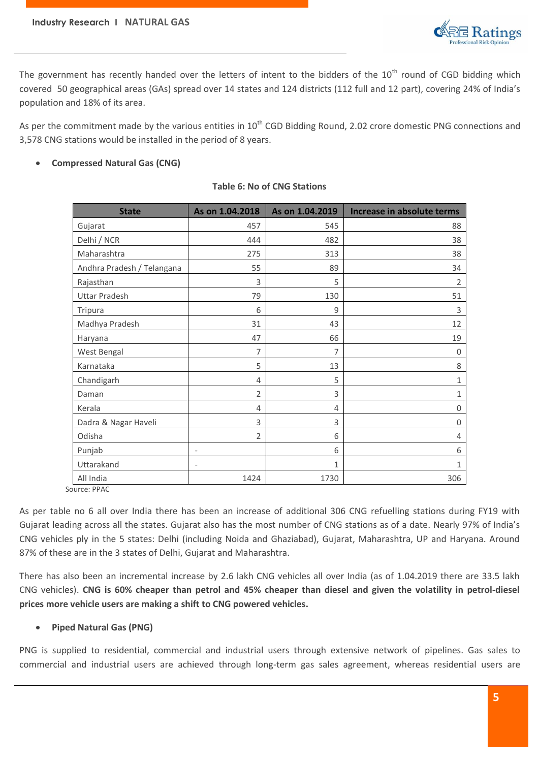The government has recently handed over the letters of intent to the bidders of the 10th round of CGD bidding which covered 50 geographical areas (GAs) spread over 14 states and 124 districts (112 full and 12 part), covering 24% of India's population and 18% of its area.

As per the commitment made by the various entities in 10th CGD Bidding Round, 2.02 crore domestic PNG connections and 3,578 CNG stations would be installed in the period of 8 years.

- **Compressed Natural Gas (CNG)**

**Table 6: No of CNG Stations**

| State | As on 1.04.2018 | As on 1.04.2019 | Increase in absolute terms |
|---|---|---|---|
| Gujarat | 457 | 545 | 88 |
| Delhi / NCR | 444 | 482 | 38 |
| Maharashtra | 275 | 313 | 38 |
| Andhra Pradesh / Telangana | 55 | 89 | 34 |
| Rajasthan | 3 | 5 | 2 |
| Uttar Pradesh | 79 | 130 | 51 |
| Tripura | 6 | 9 | 3 |
| Madhya Pradesh | 31 | 43 | 12 |
| Haryana | 47 | 66 | 19 |
| West Bengal | 7 | 7 | 0 |
| Karnataka | 5 | 13 | 8 |
| Chandigarh | 4 | 5 | 1 |
| Daman | 2 | 3 | 1 |
| Kerala | 4 | 4 | 0 |
| Dadra & Nagar Haveli | 3 | 3 | 0 |
| Odisha | 2 | 6 | 4 |
| Punjab | - | 6 | 6 |
| Uttarakand | - | 1 | 1 |
| All India | 1424 | 1730 | 306 |

Source: PPAC

As per table no 6 all over India there has been an increase of additional 306 CNG refuelling stations during FY19 with Gujarat leading across all the states. Gujarat also has the most number of CNG stations as of a date. Nearly 97% of India's CNG vehicles ply in the 5 states: Delhi (including Noida and Ghaziabad), Gujarat, Maharashtra, UP and Haryana. Around 87% of these are in the 3 states of Delhi, Gujarat and Maharashtra.

There has also been an incremental increase by 2.6 lakh CNG vehicles all over India (as of 1.04.2019 there are 33.5 lakh CNG vehicles). **CNG is 60% cheaper than petrol and 45% cheaper than diesel and given the volatility in petrol-diesel prices more vehicle users are making a shift to CNG powered vehicles.**

- **Piped Natural Gas (PNG)**

PNG is supplied to residential, commercial and industrial users through extensive network of pipelines. Gas sales to commercial and industrial users are achieved through long-term gas sales agreement, whereas residential users are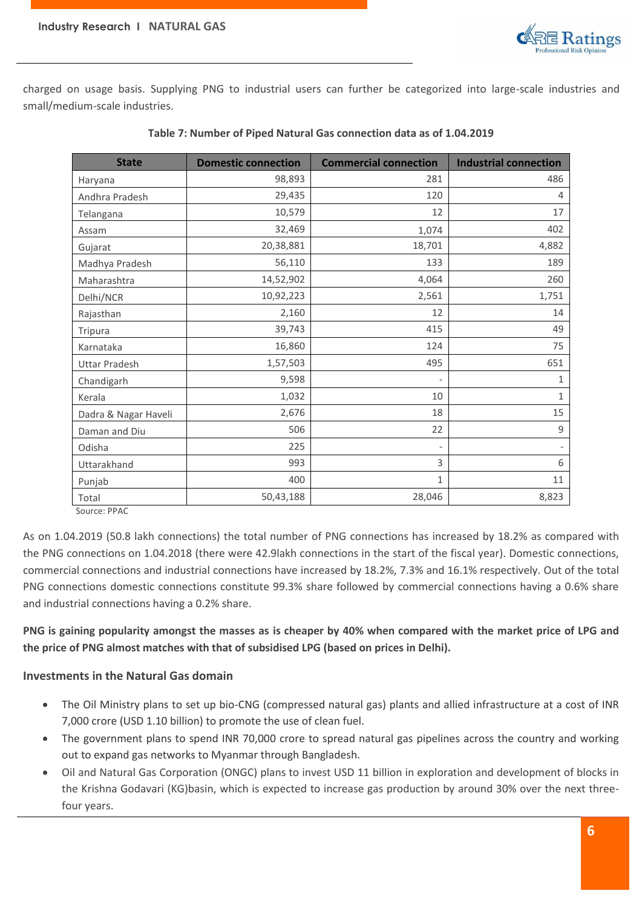charged on usage basis. Supplying PNG to industrial users can further be categorized into large-scale industries and small/medium-scale industries.

**Table 7: Number of Piped Natural Gas connection data as of 1.04.2019**

| State | Domestic connection | Commercial connection | Industrial connection |
|---|---|---|---|
| Haryana | 98,893 | 281 | 486 |
| Andhra Pradesh | 29,435 | 120 | 4 |
| Telangana | 10,579 | 12 | 17 |
| Assam | 32,469 | 1,074 | 402 |
| Gujarat | 20,38,881 | 18,701 | 4,882 |
| Madhya Pradesh | 56,110 | 133 | 189 |
| Maharashtra | 14,52,902 | 4,064 | 260 |
| Delhi/NCR | 10,92,223 | 2,561 | 1,751 |
| Rajasthan | 2,160 | 12 | 14 |
| Tripura | 39,743 | 415 | 49 |
| Karnataka | 16,860 | 124 | 75 |
| Uttar Pradesh | 1,57,503 | 495 | 651 |
| Chandigarh | 9,598 | - | 1 |
| Kerala | 1,032 | 10 | 1 |
| Dadra & Nagar Haveli | 2,676 | 18 | 15 |
| Daman and Diu | 506 | 22 | 9 |
| Odisha | 225 | - | - |
| Uttarakhand | 993 | 3 | 6 |
| Punjab | 400 | 1 | 11 |
| Total | 50,43,188 | 28,046 | 8,823 |

Source: PPAC

As on 1.04.2019 (50.8 lakh connections) the total number of PNG connections has increased by 18.2% as compared with the PNG connections on 1.04.2018 (there were 42.9lakh connections in the start of the fiscal year). Domestic connections, commercial connections and industrial connections have increased by 18.2%, 7.3% and 16.1% respectively. Out of the total PNG connections domestic connections constitute 99.3% share followed by commercial connections having a 0.6% share and industrial connections having a 0.2% share.

**PNG is gaining popularity amongst the masses as is cheaper by 40% when compared with the market price of LPG and the price of PNG almost matches with that of subsidised LPG (based on prices in Delhi).**

### Investments in the Natural Gas domain

- The Oil Ministry plans to set up bio-CNG (compressed natural gas) plants and allied infrastructure at a cost of INR 7,000 crore (USD 1.10 billion) to promote the use of clean fuel.
- The government plans to spend INR 70,000 crore to spread natural gas pipelines across the country and working out to expand gas networks to Myanmar through Bangladesh.
- Oil and Natural Gas Corporation (ONGC) plans to invest USD 11 billion in exploration and development of blocks in the Krishna Godavari (KG)basin, which is expected to increase gas production by around 30% over the next three-four years.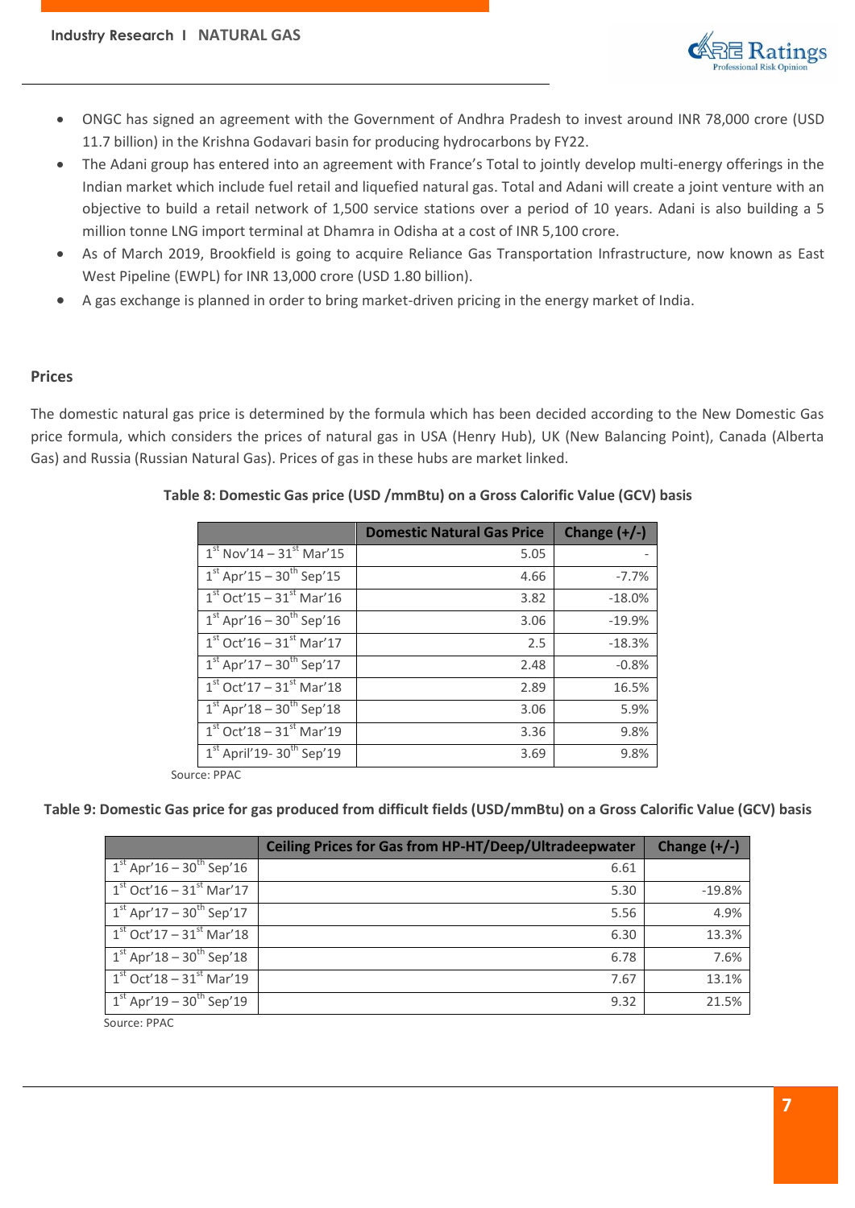- ONGC has signed an agreement with the Government of Andhra Pradesh to invest around INR 78,000 crore (USD 11.7 billion) in the Krishna Godavari basin for producing hydrocarbons by FY22.
- The Adani group has entered into an agreement with France's Total to jointly develop multi-energy offerings in the Indian market which include fuel retail and liquefied natural gas. Total and Adani will create a joint venture with an objective to build a retail network of 1,500 service stations over a period of 10 years. Adani is also building a 5 million tonne LNG import terminal at Dhamra in Odisha at a cost of INR 5,100 crore.
- As of March 2019, Brookfield is going to acquire Reliance Gas Transportation Infrastructure, now known as East West Pipeline (EWPL) for INR 13,000 crore (USD 1.80 billion).
- A gas exchange is planned in order to bring market-driven pricing in the energy market of India.

## Prices

The domestic natural gas price is determined by the formula which has been decided according to the New Domestic Gas price formula, which considers the prices of natural gas in USA (Henry Hub), UK (New Balancing Point), Canada (Alberta Gas) and Russia (Russian Natural Gas). Prices of gas in these hubs are market linked.

**Table 8: Domestic Gas price (USD /mmBtu) on a Gross Calorific Value (GCV) basis**

| | Domestic Natural Gas Price | Change (+/-) |
|---|---|---|
| 1st Nov'14 – 31st Mar'15 | 5.05 | - |
| 1st Apr'15 – 30th Sep'15 | 4.66 | -7.7% |
| 1st Oct'15 – 31st Mar'16 | 3.82 | -18.0% |
| 1st Apr'16 – 30th Sep'16 | 3.06 | -19.9% |
| 1st Oct'16 – 31st Mar'17 | 2.5 | -18.3% |
| 1st Apr'17 – 30th Sep'17 | 2.48 | -0.8% |
| 1st Oct'17 – 31st Mar'18 | 2.89 | 16.5% |
| 1st Apr'18 – 30th Sep'18 | 3.06 | 5.9% |
| 1st Oct'18 – 31st Mar'19 | 3.36 | 9.8% |
| 1st April'19- 30th Sep'19 | 3.69 | 9.8% |

Source: PPAC

**Table 9: Domestic Gas price for gas produced from difficult fields (USD/mmBtu) on a Gross Calorific Value (GCV) basis**

| | Ceiling Prices for Gas from HP-HT/Deep/Ultradeepwater | Change (+/-) |
|---|---|---|
| 1st Apr'16 – 30th Sep'16 | 6.61 | |
| 1st Oct'16 – 31st Mar'17 | 5.30 | -19.8% |
| 1st Apr'17 – 30th Sep'17 | 5.56 | 4.9% |
| 1st Oct'17 – 31st Mar'18 | 6.30 | 13.3% |
| 1st Apr'18 – 30th Sep'18 | 6.78 | 7.6% |
| 1st Oct'18 – 31st Mar'19 | 7.67 | 13.1% |
| 1st Apr'19 – 30th Sep'19 | 9.32 | 21.5% |

Source: PPAC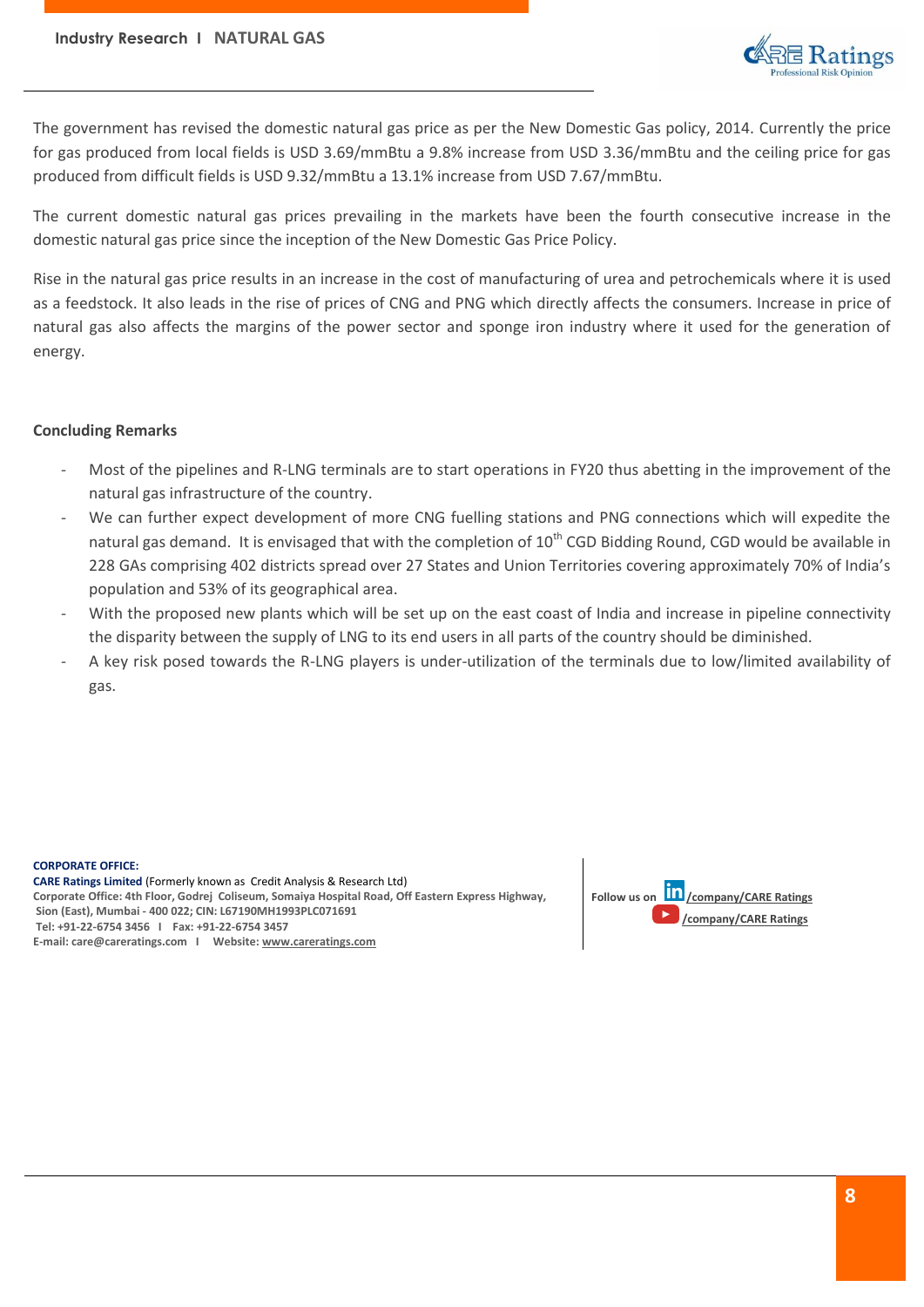The government has revised the domestic natural gas price as per the New Domestic Gas policy, 2014. Currently the price for gas produced from local fields is USD 3.69/mmBtu a 9.8% increase from USD 3.36/mmBtu and the ceiling price for gas produced from difficult fields is USD 9.32/mmBtu a 13.1% increase from USD 7.67/mmBtu.

The current domestic natural gas prices prevailing in the markets have been the fourth consecutive increase in the domestic natural gas price since the inception of the New Domestic Gas Price Policy.

Rise in the natural gas price results in an increase in the cost of manufacturing of urea and petrochemicals where it is used as a feedstock. It also leads in the rise of prices of CNG and PNG which directly affects the consumers. Increase in price of natural gas also affects the margins of the power sector and sponge iron industry where it used for the generation of energy.

**Concluding Remarks**

- Most of the pipelines and R-LNG terminals are to start operations in FY20 thus abetting in the improvement of the natural gas infrastructure of the country.
- We can further expect development of more CNG fuelling stations and PNG connections which will expedite the natural gas demand. It is envisaged that with the completion of 10th CGD Bidding Round, CGD would be available in 228 GAs comprising 402 districts spread over 27 States and Union Territories covering approximately 70% of India's population and 53% of its geographical area.
- With the proposed new plants which will be set up on the east coast of India and increase in pipeline connectivity the disparity between the supply of LNG to its end users in all parts of the country should be diminished.
- A key risk posed towards the R-LNG players is under-utilization of the terminals due to low/limited availability of gas.

**CORPORATE OFFICE:**
**CARE Ratings Limited** (Formerly known as Credit Analysis & Research Ltd)
**Corporate Office: 4th Floor, Godrej Coliseum, Somaiya Hospital Road, Off Eastern Express Highway, Sion (East), Mumbai - 400 022; CIN: L67190MH1993PLC071691**
**Tel: +91-22-6754 3456 I Fax: +91-22-6754 3457**
**E-mail: care@careratings.com I Website: www.careratings.com**

Follow us on /company/CARE Ratings
/company/CARE Ratings